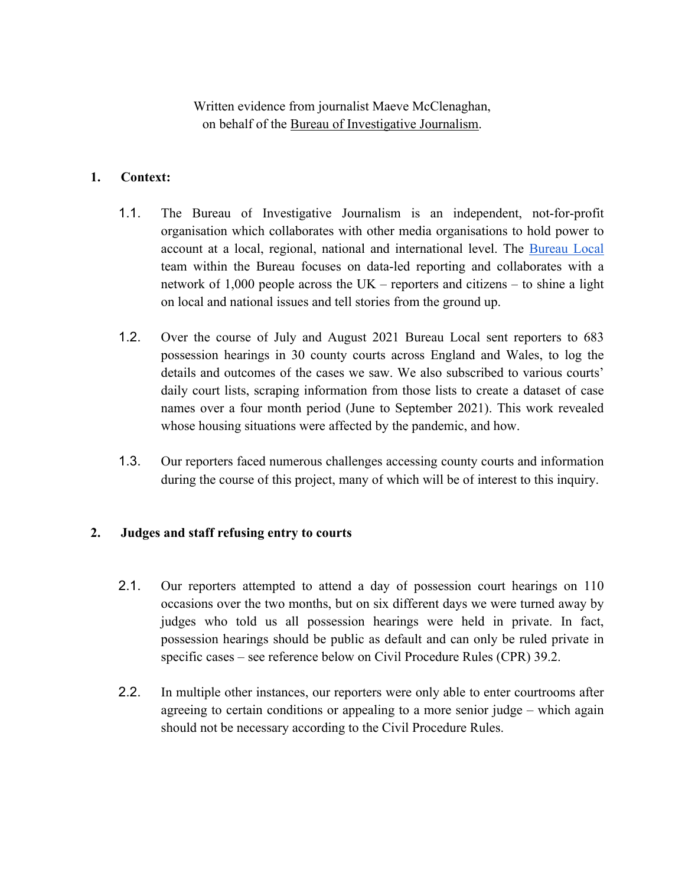Written evidence from journalist Maeve McClenaghan,
on behalf of the Bureau of Investigative Journalism.

## 1. Context:

1.1. The Bureau of Investigative Journalism is an independent, not-for-profit organisation which collaborates with other media organisations to hold power to account at a local, regional, national and international level. The Bureau Local team within the Bureau focuses on data-led reporting and collaborates with a network of 1,000 people across the UK – reporters and citizens – to shine a light on local and national issues and tell stories from the ground up.

1.2. Over the course of July and August 2021 Bureau Local sent reporters to 683 possession hearings in 30 county courts across England and Wales, to log the details and outcomes of the cases we saw. We also subscribed to various courts' daily court lists, scraping information from those lists to create a dataset of case names over a four month period (June to September 2021). This work revealed whose housing situations were affected by the pandemic, and how.

1.3. Our reporters faced numerous challenges accessing county courts and information during the course of this project, many of which will be of interest to this inquiry.

## 2. Judges and staff refusing entry to courts

2.1. Our reporters attempted to attend a day of possession court hearings on 110 occasions over the two months, but on six different days we were turned away by judges who told us all possession hearings were held in private. In fact, possession hearings should be public as default and can only be ruled private in specific cases – see reference below on Civil Procedure Rules (CPR) 39.2.

2.2. In multiple other instances, our reporters were only able to enter courtrooms after agreeing to certain conditions or appealing to a more senior judge – which again should not be necessary according to the Civil Procedure Rules.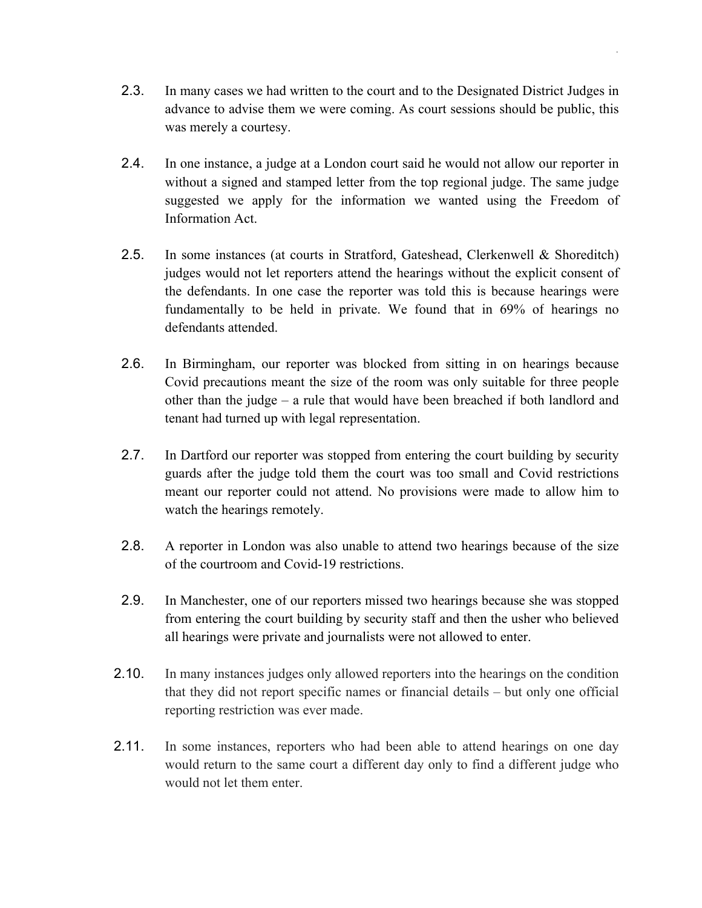2.3. In many cases we had written to the court and to the Designated District Judges in advance to advise them we were coming. As court sessions should be public, this was merely a courtesy.

2.4. In one instance, a judge at a London court said he would not allow our reporter in without a signed and stamped letter from the top regional judge. The same judge suggested we apply for the information we wanted using the Freedom of Information Act.

2.5. In some instances (at courts in Stratford, Gateshead, Clerkenwell & Shoreditch) judges would not let reporters attend the hearings without the explicit consent of the defendants. In one case the reporter was told this is because hearings were fundamentally to be held in private. We found that in 69% of hearings no defendants attended.

2.6. In Birmingham, our reporter was blocked from sitting in on hearings because Covid precautions meant the size of the room was only suitable for three people other than the judge – a rule that would have been breached if both landlord and tenant had turned up with legal representation.

2.7. In Dartford our reporter was stopped from entering the court building by security guards after the judge told them the court was too small and Covid restrictions meant our reporter could not attend. No provisions were made to allow him to watch the hearings remotely.

2.8. A reporter in London was also unable to attend two hearings because of the size of the courtroom and Covid-19 restrictions.

2.9. In Manchester, one of our reporters missed two hearings because she was stopped from entering the court building by security staff and then the usher who believed all hearings were private and journalists were not allowed to enter.

2.10. In many instances judges only allowed reporters into the hearings on the condition that they did not report specific names or financial details – but only one official reporting restriction was ever made.

2.11. In some instances, reporters who had been able to attend hearings on one day would return to the same court a different day only to find a different judge who would not let them enter.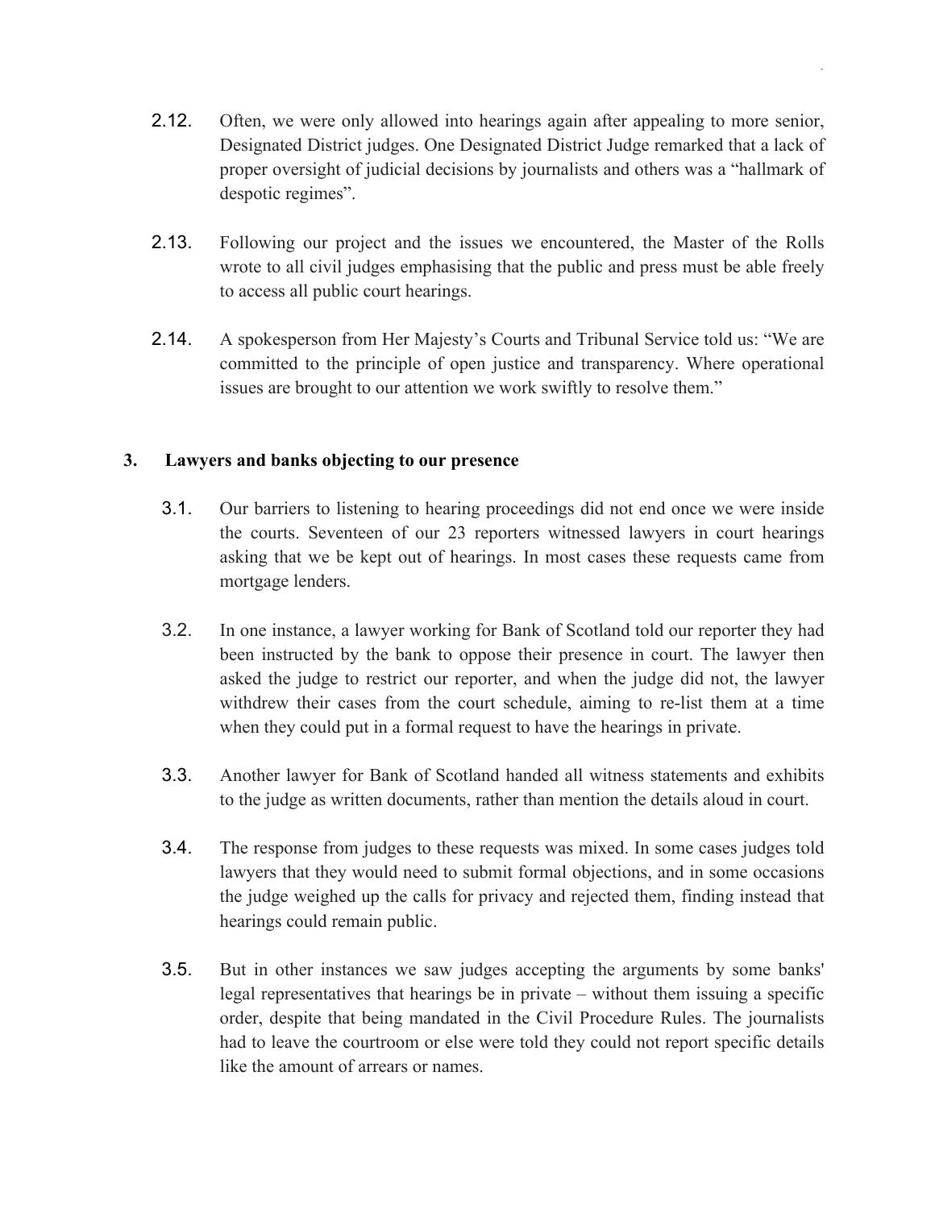2.12. Often, we were only allowed into hearings again after appealing to more senior, Designated District judges. One Designated District Judge remarked that a lack of proper oversight of judicial decisions by journalists and others was a "hallmark of despotic regimes".

2.13. Following our project and the issues we encountered, the Master of the Rolls wrote to all civil judges emphasising that the public and press must be able freely to access all public court hearings.

2.14. A spokesperson from Her Majesty's Courts and Tribunal Service told us: "We are committed to the principle of open justice and transparency. Where operational issues are brought to our attention we work swiftly to resolve them."

## 3. Lawyers and banks objecting to our presence

3.1. Our barriers to listening to hearing proceedings did not end once we were inside the courts. Seventeen of our 23 reporters witnessed lawyers in court hearings asking that we be kept out of hearings. In most cases these requests came from mortgage lenders.

3.2. In one instance, a lawyer working for Bank of Scotland told our reporter they had been instructed by the bank to oppose their presence in court. The lawyer then asked the judge to restrict our reporter, and when the judge did not, the lawyer withdrew their cases from the court schedule, aiming to re-list them at a time when they could put in a formal request to have the hearings in private.

3.3. Another lawyer for Bank of Scotland handed all witness statements and exhibits to the judge as written documents, rather than mention the details aloud in court.

3.4. The response from judges to these requests was mixed. In some cases judges told lawyers that they would need to submit formal objections, and in some occasions the judge weighed up the calls for privacy and rejected them, finding instead that hearings could remain public.

3.5. But in other instances we saw judges accepting the arguments by some banks' legal representatives that hearings be in private – without them issuing a specific order, despite that being mandated in the Civil Procedure Rules. The journalists had to leave the courtroom or else were told they could not report specific details like the amount of arrears or names.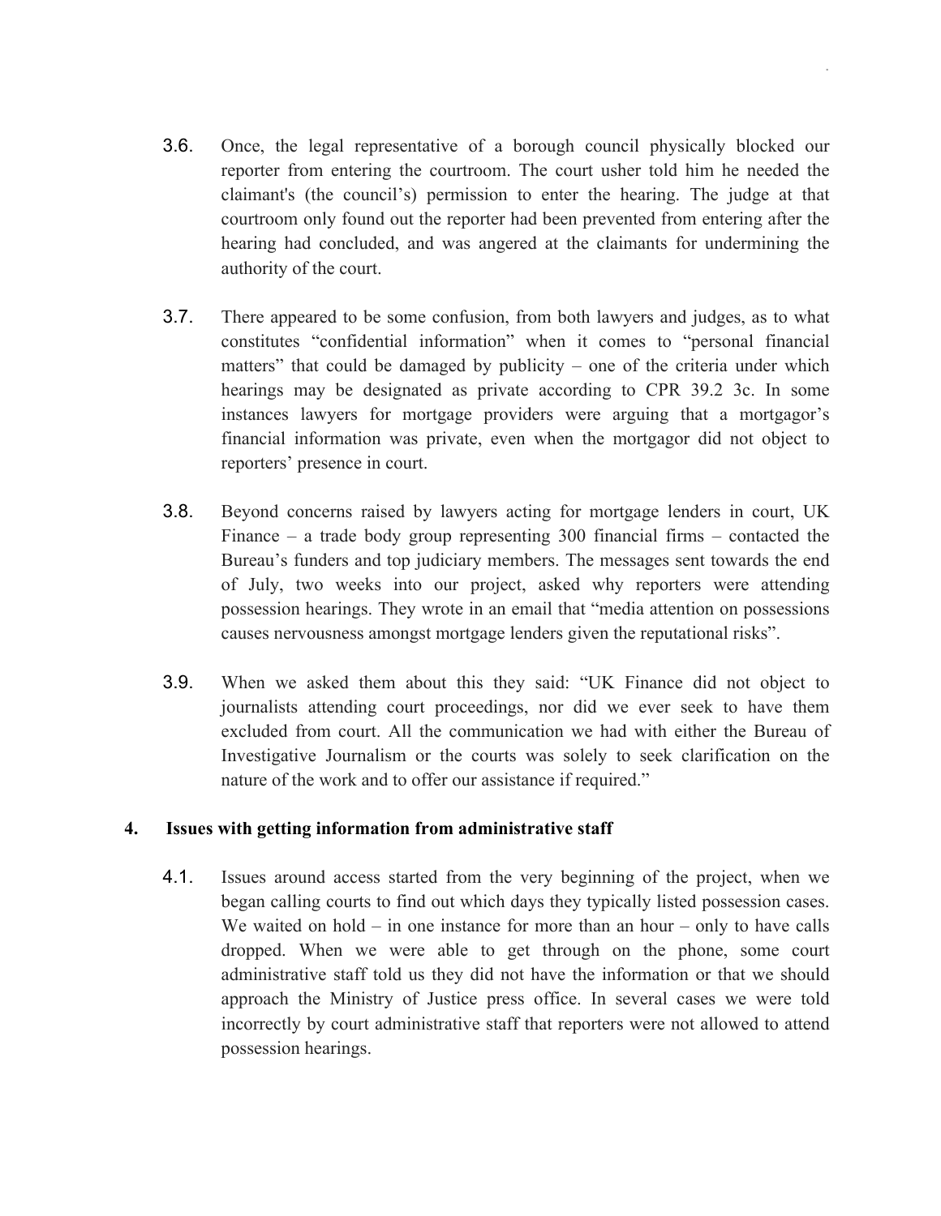3.6. Once, the legal representative of a borough council physically blocked our reporter from entering the courtroom. The court usher told him he needed the claimant's (the council's) permission to enter the hearing. The judge at that courtroom only found out the reporter had been prevented from entering after the hearing had concluded, and was angered at the claimants for undermining the authority of the court.

3.7. There appeared to be some confusion, from both lawyers and judges, as to what constitutes "confidential information" when it comes to "personal financial matters" that could be damaged by publicity – one of the criteria under which hearings may be designated as private according to CPR 39.2 3c. In some instances lawyers for mortgage providers were arguing that a mortgagor's financial information was private, even when the mortgagor did not object to reporters' presence in court.

3.8. Beyond concerns raised by lawyers acting for mortgage lenders in court, UK Finance – a trade body group representing 300 financial firms – contacted the Bureau's funders and top judiciary members. The messages sent towards the end of July, two weeks into our project, asked why reporters were attending possession hearings. They wrote in an email that "media attention on possessions causes nervousness amongst mortgage lenders given the reputational risks".

3.9. When we asked them about this they said: "UK Finance did not object to journalists attending court proceedings, nor did we ever seek to have them excluded from court. All the communication we had with either the Bureau of Investigative Journalism or the courts was solely to seek clarification on the nature of the work and to offer our assistance if required."

## 4. Issues with getting information from administrative staff

4.1. Issues around access started from the very beginning of the project, when we began calling courts to find out which days they typically listed possession cases. We waited on hold – in one instance for more than an hour – only to have calls dropped. When we were able to get through on the phone, some court administrative staff told us they did not have the information or that we should approach the Ministry of Justice press office. In several cases we were told incorrectly by court administrative staff that reporters were not allowed to attend possession hearings.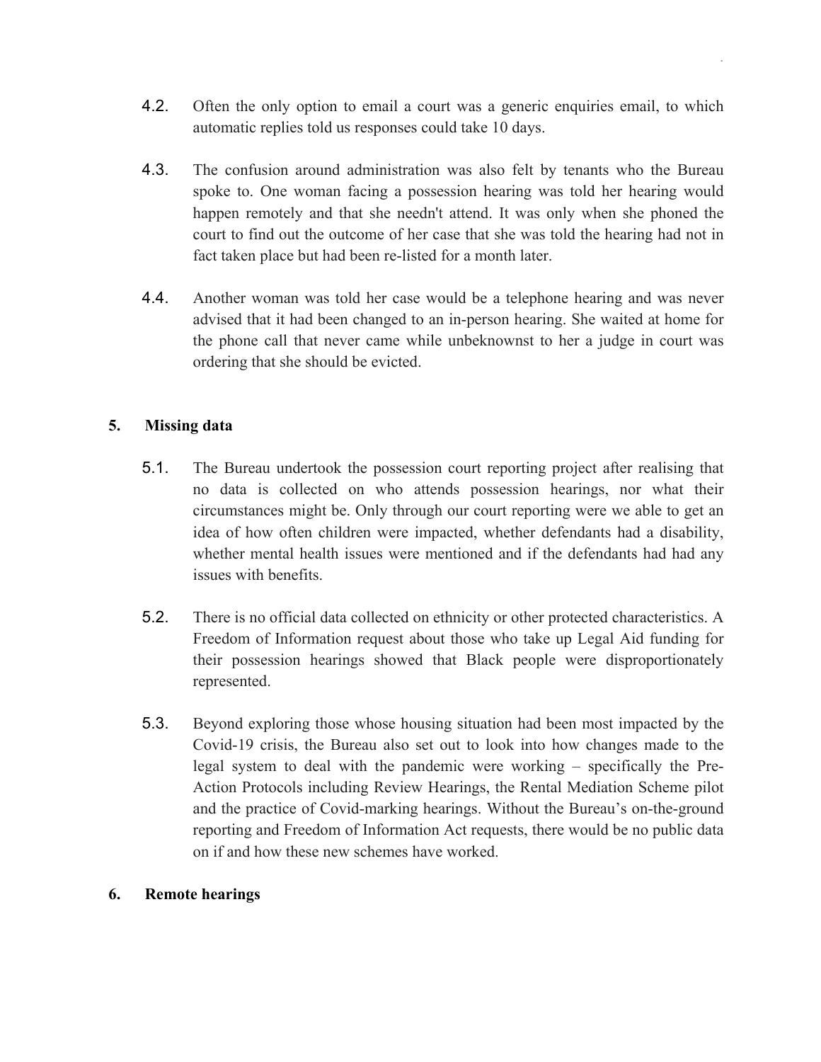4.2. Often the only option to email a court was a generic enquiries email, to which automatic replies told us responses could take 10 days.

4.3. The confusion around administration was also felt by tenants who the Bureau spoke to. One woman facing a possession hearing was told her hearing would happen remotely and that she needn't attend. It was only when she phoned the court to find out the outcome of her case that she was told the hearing had not in fact taken place but had been re-listed for a month later.

4.4. Another woman was told her case would be a telephone hearing and was never advised that it had been changed to an in-person hearing. She waited at home for the phone call that never came while unbeknownst to her a judge in court was ordering that she should be evicted.

## 5. Missing data

5.1. The Bureau undertook the possession court reporting project after realising that no data is collected on who attends possession hearings, nor what their circumstances might be. Only through our court reporting were we able to get an idea of how often children were impacted, whether defendants had a disability, whether mental health issues were mentioned and if the defendants had had any issues with benefits.

5.2. There is no official data collected on ethnicity or other protected characteristics. A Freedom of Information request about those who take up Legal Aid funding for their possession hearings showed that Black people were disproportionately represented.

5.3. Beyond exploring those whose housing situation had been most impacted by the Covid-19 crisis, the Bureau also set out to look into how changes made to the legal system to deal with the pandemic were working – specifically the Pre-Action Protocols including Review Hearings, the Rental Mediation Scheme pilot and the practice of Covid-marking hearings. Without the Bureau's on-the-ground reporting and Freedom of Information Act requests, there would be no public data on if and how these new schemes have worked.

## 6. Remote hearings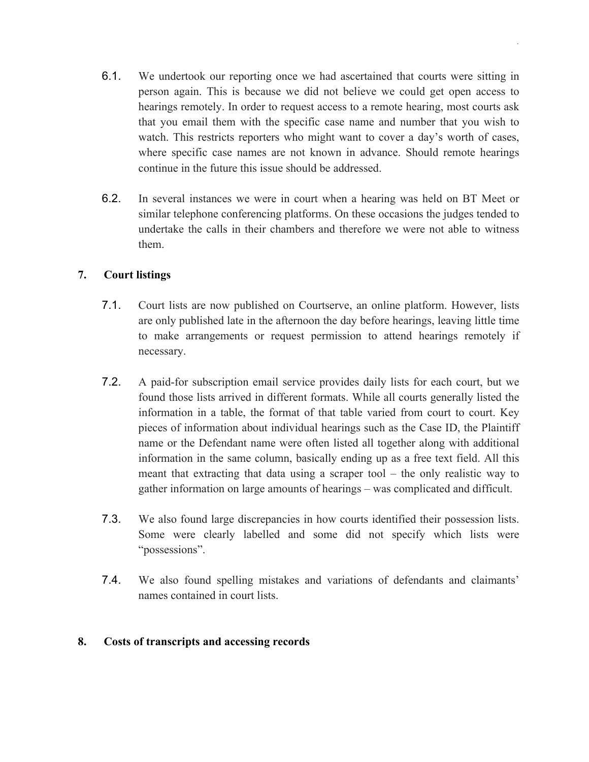6.1. We undertook our reporting once we had ascertained that courts were sitting in person again. This is because we did not believe we could get open access to hearings remotely. In order to request access to a remote hearing, most courts ask that you email them with the specific case name and number that you wish to watch. This restricts reporters who might want to cover a day's worth of cases, where specific case names are not known in advance. Should remote hearings continue in the future this issue should be addressed.

6.2. In several instances we were in court when a hearing was held on BT Meet or similar telephone conferencing platforms. On these occasions the judges tended to undertake the calls in their chambers and therefore we were not able to witness them.

## 7. Court listings

7.1. Court lists are now published on Courtserve, an online platform. However, lists are only published late in the afternoon the day before hearings, leaving little time to make arrangements or request permission to attend hearings remotely if necessary.

7.2. A paid-for subscription email service provides daily lists for each court, but we found those lists arrived in different formats. While all courts generally listed the information in a table, the format of that table varied from court to court. Key pieces of information about individual hearings such as the Case ID, the Plaintiff name or the Defendant name were often listed all together along with additional information in the same column, basically ending up as a free text field. All this meant that extracting that data using a scraper tool – the only realistic way to gather information on large amounts of hearings – was complicated and difficult.

7.3. We also found large discrepancies in how courts identified their possession lists. Some were clearly labelled and some did not specify which lists were "possessions".

7.4. We also found spelling mistakes and variations of defendants and claimants' names contained in court lists.

## 8. Costs of transcripts and accessing records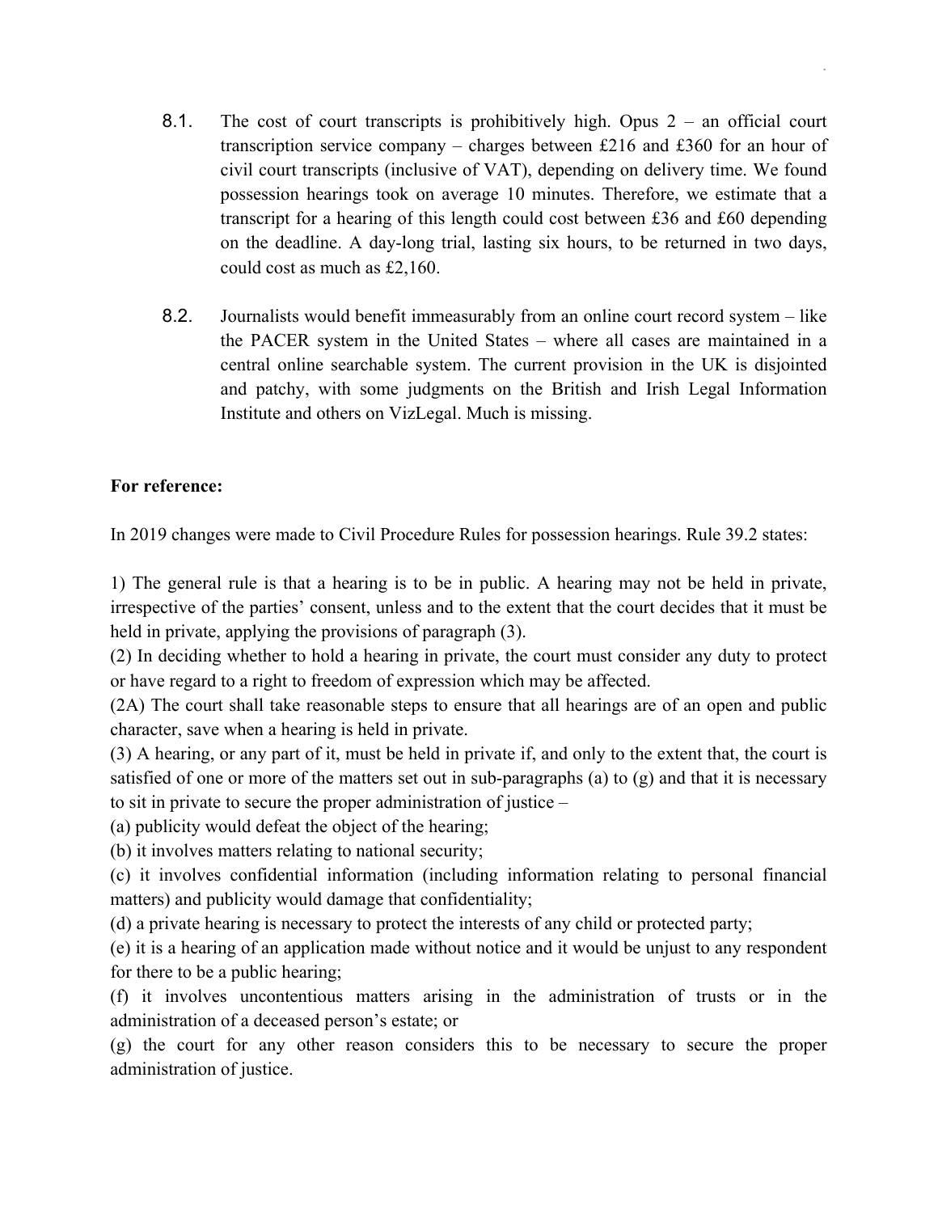8.1. The cost of court transcripts is prohibitively high. Opus 2 – an official court transcription service company – charges between £216 and £360 for an hour of civil court transcripts (inclusive of VAT), depending on delivery time. We found possession hearings took on average 10 minutes. Therefore, we estimate that a transcript for a hearing of this length could cost between £36 and £60 depending on the deadline. A day-long trial, lasting six hours, to be returned in two days, could cost as much as £2,160.

8.2. Journalists would benefit immeasurably from an online court record system – like the PACER system in the United States – where all cases are maintained in a central online searchable system. The current provision in the UK is disjointed and patchy, with some judgments on the British and Irish Legal Information Institute and others on VizLegal. Much is missing.

**For reference:**

In 2019 changes were made to Civil Procedure Rules for possession hearings. Rule 39.2 states:

1) The general rule is that a hearing is to be in public. A hearing may not be held in private, irrespective of the parties' consent, unless and to the extent that the court decides that it must be held in private, applying the provisions of paragraph (3).
(2) In deciding whether to hold a hearing in private, the court must consider any duty to protect or have regard to a right to freedom of expression which may be affected.
(2A) The court shall take reasonable steps to ensure that all hearings are of an open and public character, save when a hearing is held in private.
(3) A hearing, or any part of it, must be held in private if, and only to the extent that, the court is satisfied of one or more of the matters set out in sub-paragraphs (a) to (g) and that it is necessary to sit in private to secure the proper administration of justice –
(a) publicity would defeat the object of the hearing;
(b) it involves matters relating to national security;
(c) it involves confidential information (including information relating to personal financial matters) and publicity would damage that confidentiality;
(d) a private hearing is necessary to protect the interests of any child or protected party;
(e) it is a hearing of an application made without notice and it would be unjust to any respondent for there to be a public hearing;
(f) it involves uncontentious matters arising in the administration of trusts or in the administration of a deceased person's estate; or
(g) the court for any other reason considers this to be necessary to secure the proper administration of justice.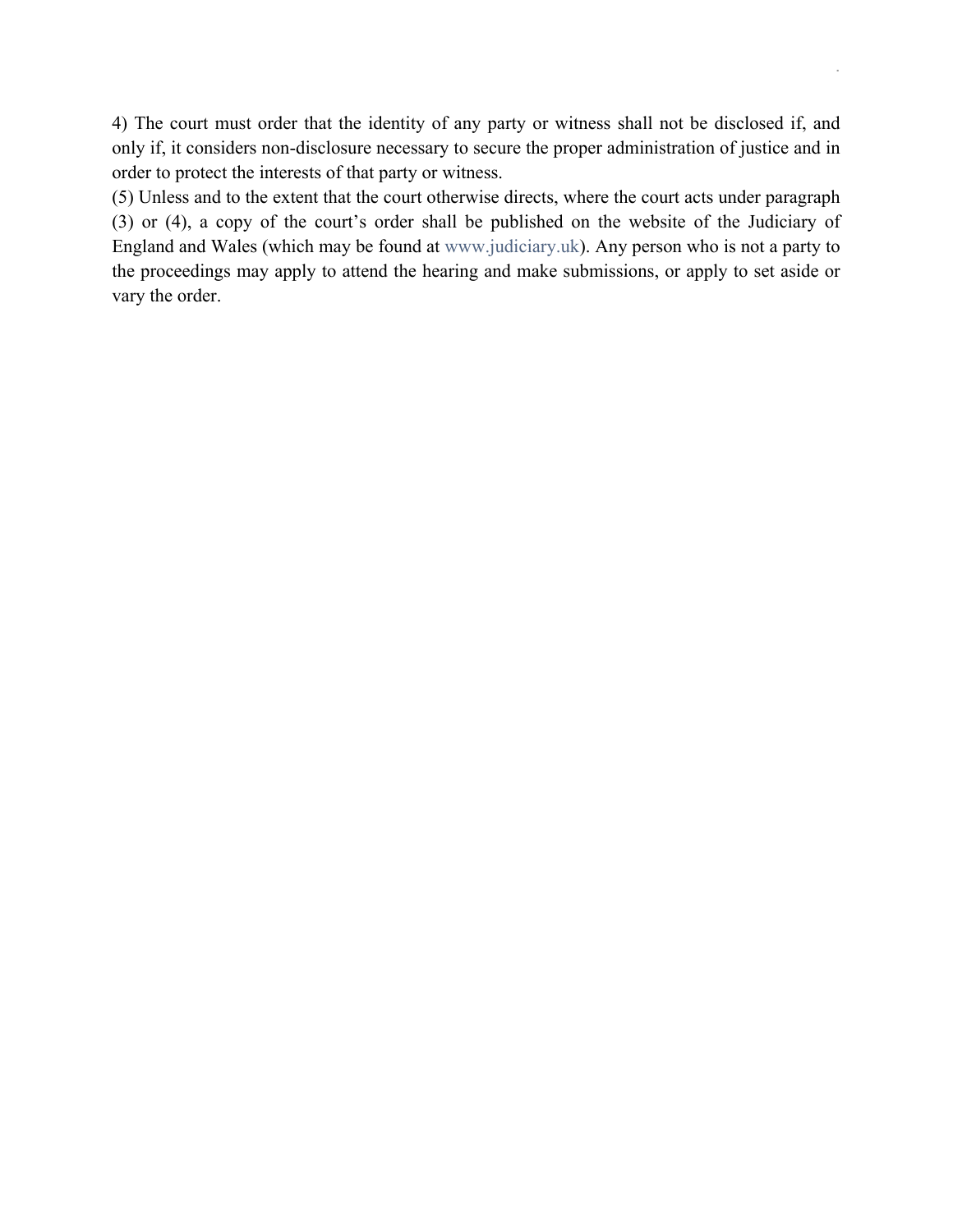4) The court must order that the identity of any party or witness shall not be disclosed if, and only if, it considers non-disclosure necessary to secure the proper administration of justice and in order to protect the interests of that party or witness.

(5) Unless and to the extent that the court otherwise directs, where the court acts under paragraph (3) or (4), a copy of the court's order shall be published on the website of the Judiciary of England and Wales (which may be found at www.judiciary.uk). Any person who is not a party to the proceedings may apply to attend the hearing and make submissions, or apply to set aside or vary the order.